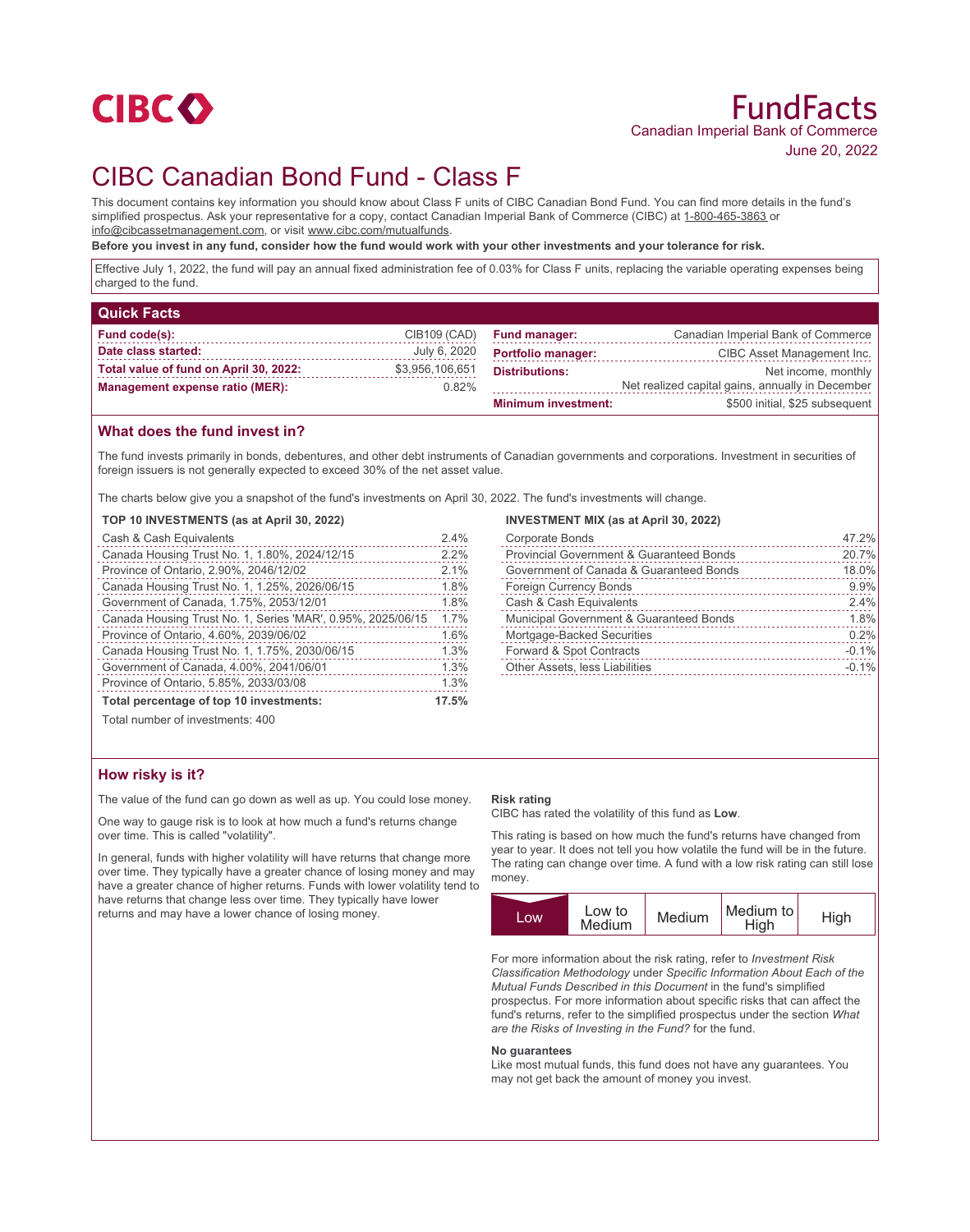CIBC

# FundFacts

Canadian Imperial Bank of Commerce

June 20, 2022

# CIBC Canadian Bond Fund - Class F

This document contains key information you should know about Class F units of CIBC Canadian Bond Fund. You can find more details in the fund's simplified prospectus. Ask your representative for a copy, contact Canadian Imperial Bank of Commerce (CIBC) at 1-800-465-3863 or info@cibcassetmanagement.com, or visit www.cibc.com/mutualfunds.

**Before you invest in any fund, consider how the fund would work with your other investments and your tolerance for risk.**

Effective July 1, 2022, the fund will pay an annual fixed administration fee of 0.03% for Class F units, replacing the variable operating expenses being charged to the fund.

## Quick Facts

| | | | |
|---|---|---|---|
| **Fund code(s):** | CIB109 (CAD) | **Fund manager:** | Canadian Imperial Bank of Commerce |
| **Date class started:** | July 6, 2020 | **Portfolio manager:** | CIBC Asset Management Inc. |
| **Total value of fund on April 30, 2022:** | $3,956,106,651 | **Distributions:** | Net income, monthly<br>Net realized capital gains, annually in December |
| **Management expense ratio (MER):** | 0.82% | **Minimum investment:** | $500 initial, $25 subsequent |

## What does the fund invest in?

The fund invests primarily in bonds, debentures, and other debt instruments of Canadian governments and corporations. Investment in securities of foreign issuers is not generally expected to exceed 30% of the net asset value.

The charts below give you a snapshot of the fund's investments on April 30, 2022. The fund's investments will change.

**TOP 10 INVESTMENTS (as at April 30, 2022)**

| Investment | % |
|---|---|
| Cash & Cash Equivalents | 2.4% |
| Canada Housing Trust No. 1, 1.80%, 2024/12/15 | 2.2% |
| Province of Ontario, 2.90%, 2046/12/02 | 2.1% |
| Canada Housing Trust No. 1, 1.25%, 2026/06/15 | 1.8% |
| Government of Canada, 1.75%, 2053/12/01 | 1.8% |
| Canada Housing Trust No. 1, Series 'MAR', 0.95%, 2025/06/15 | 1.7% |
| Province of Ontario, 4.60%, 2039/06/02 | 1.6% |
| Canada Housing Trust No. 1, 1.75%, 2030/06/15 | 1.3% |
| Government of Canada, 4.00%, 2041/06/01 | 1.3% |
| Province of Ontario, 5.85%, 2033/03/08 | 1.3% |
| **Total percentage of top 10 investments:** | **17.5%** |

Total number of investments: 400

**INVESTMENT MIX (as at April 30, 2022)**

| Asset | % |
|---|---|
| Corporate Bonds | 47.2% |
| Provincial Government & Guaranteed Bonds | 20.7% |
| Government of Canada & Guaranteed Bonds | 18.0% |
| Foreign Currency Bonds | 9.9% |
| Cash & Cash Equivalents | 2.4% |
| Municipal Government & Guaranteed Bonds | 1.8% |
| Mortgage-Backed Securities | 0.2% |
| Forward & Spot Contracts | -0.1% |
| Other Assets, less Liabilities | -0.1% |

## How risky is it?

The value of the fund can go down as well as up. You could lose money.

One way to gauge risk is to look at how much a fund's returns change over time. This is called "volatility".

In general, funds with higher volatility will have returns that change more over time. They typically have a greater chance of losing money and may have a greater chance of higher returns. Funds with lower volatility tend to have returns that change less over time. They typically have lower returns and may have a lower chance of losing money.

**Risk rating**

CIBC has rated the volatility of this fund as **Low**.

This rating is based on how much the fund's returns have changed from year to year. It does not tell you how volatile the fund will be in the future. The rating can change over time. A fund with a low risk rating can still lose money.

| **Low** | Low to Medium | Medium | Medium to High | High |
|---|---|---|---|---|

For more information about the risk rating, refer to *Investment Risk Classification Methodology* under *Specific Information About Each of the Mutual Funds Described in this Document* in the fund's simplified prospectus. For more information about specific risks that can affect the fund's returns, refer to the simplified prospectus under the section *What are the Risks of Investing in the Fund?* for the fund.

**No guarantees**

Like most mutual funds, this fund does not have any guarantees. You may not get back the amount of money you invest.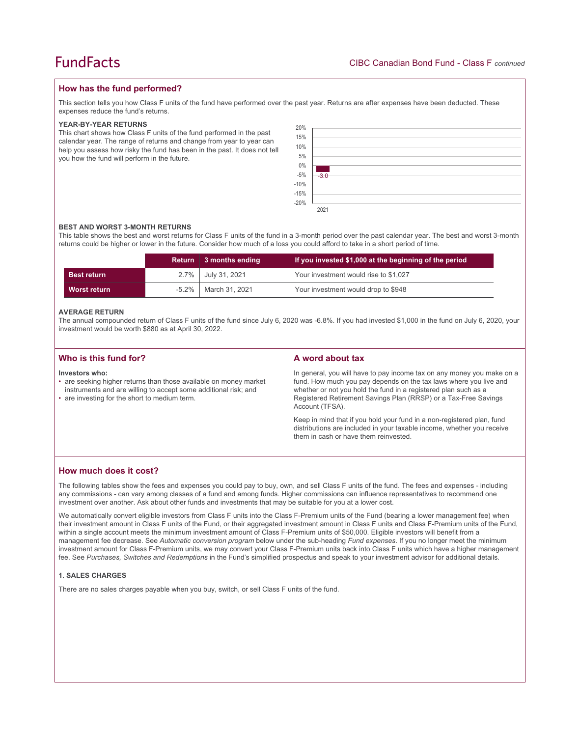## How has the fund performed?

This section tells you how Class F units of the fund have performed over the past year. Returns are after expenses have been deducted. These expenses reduce the fund's returns.

### YEAR-BY-YEAR RETURNS

This chart shows how Class F units of the fund performed in the past calendar year. The range of returns and change from year to year can help you assess how risky the fund has been in the past. It does not tell you how the fund will perform in the future.

| Year | Return (%) |
|---|---|
| 2021 | -3.0 |

### BEST AND WORST 3-MONTH RETURNS

This table shows the best and worst returns for Class F units of the fund in a 3-month period over the past calendar year. The best and worst 3-month returns could be higher or lower in the future. Consider how much of a loss you could afford to take in a short period of time.

| | Return | 3 months ending | If you invested $1,000 at the beginning of the period |
|---|---|---|---|
| **Best return** | 2.7% | July 31, 2021 | Your investment would rise to $1,027 |
| **Worst return** | -5.2% | March 31, 2021 | Your investment would drop to $948 |

### AVERAGE RETURN

The annual compounded return of Class F units of the fund since July 6, 2020 was -6.8%. If you had invested $1,000 in the fund on July 6, 2020, your investment would be worth $880 as at April 30, 2022.

## Who is this fund for?

**Investors who:**

- are seeking higher returns than those available on money market instruments and are willing to accept some additional risk; and
- are investing for the short to medium term.

## A word about tax

In general, you will have to pay income tax on any money you make on a fund. How much you pay depends on the tax laws where you live and whether or not you hold the fund in a registered plan such as a Registered Retirement Savings Plan (RRSP) or a Tax-Free Savings Account (TFSA).

Keep in mind that if you hold your fund in a non-registered plan, fund distributions are included in your taxable income, whether you receive them in cash or have them reinvested.

## How much does it cost?

The following tables show the fees and expenses you could pay to buy, own, and sell Class F units of the fund. The fees and expenses - including any commissions - can vary among classes of a fund and among funds. Higher commissions can influence representatives to recommend one investment over another. Ask about other funds and investments that may be suitable for you at a lower cost.

We automatically convert eligible investors from Class F units into the Class F-Premium units of the Fund (bearing a lower management fee) when their investment amount in Class F units of the Fund, or their aggregated investment amount in Class F units and Class F-Premium units of the Fund, within a single account meets the minimum investment amount of Class F-Premium units of $50,000. Eligible investors will benefit from a management fee decrease. See *Automatic conversion program* below under the sub-heading *Fund expenses*. If you no longer meet the minimum investment amount for Class F-Premium units, we may convert your Class F-Premium units back into Class F units which have a higher management fee. See *Purchases, Switches and Redemptions* in the Fund's simplified prospectus and speak to your investment advisor for additional details.

### 1. SALES CHARGES

There are no sales charges payable when you buy, switch, or sell Class F units of the fund.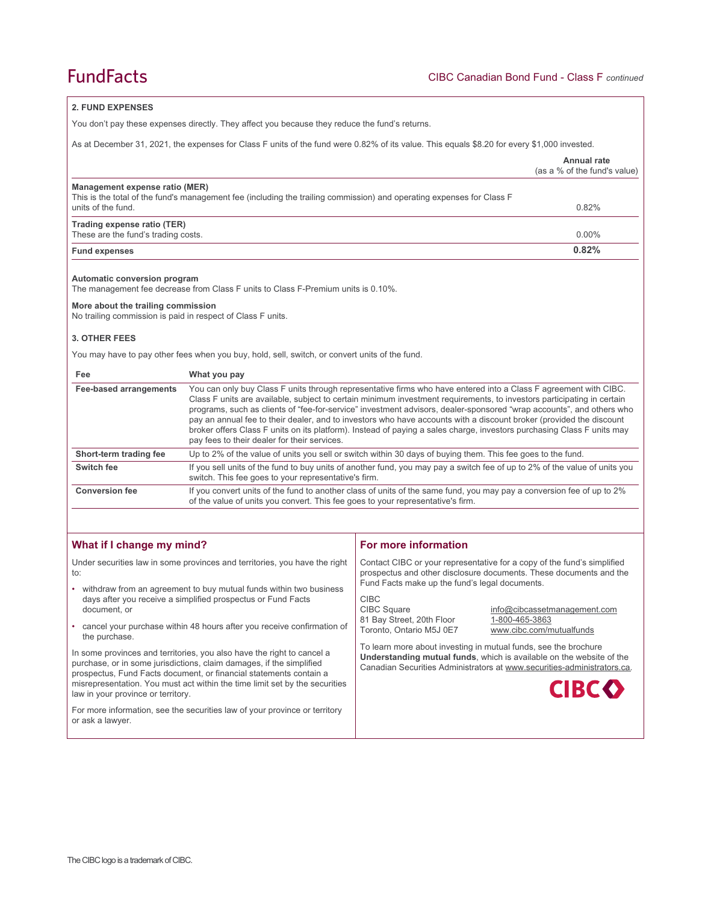## 2. FUND EXPENSES

You don't pay these expenses directly. They affect you because they reduce the fund's returns.

As at December 31, 2021, the expenses for Class F units of the fund were 0.82% of its value. This equals $8.20 for every $1,000 invested.

| | **Annual rate** (as a % of the fund's value) |
|---|---|
| **Management expense ratio (MER)** This is the total of the fund's management fee (including the trailing commission) and operating expenses for Class F units of the fund. | 0.82% |
| **Trading expense ratio (TER)** These are the fund's trading costs. | 0.00% |
| **Fund expenses** | **0.82%** |

**Automatic conversion program**
The management fee decrease from Class F units to Class F-Premium units is 0.10%.

**More about the trailing commission**
No trailing commission is paid in respect of Class F units.

## 3. OTHER FEES

You may have to pay other fees when you buy, hold, sell, switch, or convert units of the fund.

| Fee | What you pay |
|---|---|
| **Fee-based arrangements** | You can only buy Class F units through representative firms who have entered into a Class F agreement with CIBC. Class F units are available, subject to certain minimum investment requirements, to investors participating in certain programs, such as clients of "fee-for-service" investment advisors, dealer-sponsored "wrap accounts", and others who pay an annual fee to their dealer, and to investors who have accounts with a discount broker (provided the discount broker offers Class F units on its platform). Instead of paying a sales charge, investors purchasing Class F units may pay fees to their dealer for their services. |
| **Short-term trading fee** | Up to 2% of the value of units you sell or switch within 30 days of buying them. This fee goes to the fund. |
| **Switch fee** | If you sell units of the fund to buy units of another fund, you may pay a switch fee of up to 2% of the value of units you switch. This fee goes to your representative's firm. |
| **Conversion fee** | If you convert units of the fund to another class of units of the same fund, you may pay a conversion fee of up to 2% of the value of units you convert. This fee goes to your representative's firm. |

## What if I change my mind?

Under securities law in some provinces and territories, you have the right to:

- withdraw from an agreement to buy mutual funds within two business days after you receive a simplified prospectus or Fund Facts document, or
- cancel your purchase within 48 hours after you receive confirmation of the purchase.

In some provinces and territories, you also have the right to cancel a purchase, or in some jurisdictions, claim damages, if the simplified prospectus, Fund Facts document, or financial statements contain a misrepresentation. You must act within the time limit set by the securities law in your province or territory.

For more information, see the securities law of your province or territory or ask a lawyer.

## For more information

Contact CIBC or your representative for a copy of the fund's simplified prospectus and other disclosure documents. These documents and the Fund Facts make up the fund's legal documents.

CIBC
CIBC Square
81 Bay Street, 20th Floor
Toronto, Ontario M5J 0E7

info@cibcassetmanagement.com
1-800-465-3863
www.cibc.com/mutualfunds

To learn more about investing in mutual funds, see the brochure **Understanding mutual funds**, which is available on the website of the Canadian Securities Administrators at www.securities-administrators.ca.

CIBC

The CIBC logo is a trademark of CIBC.